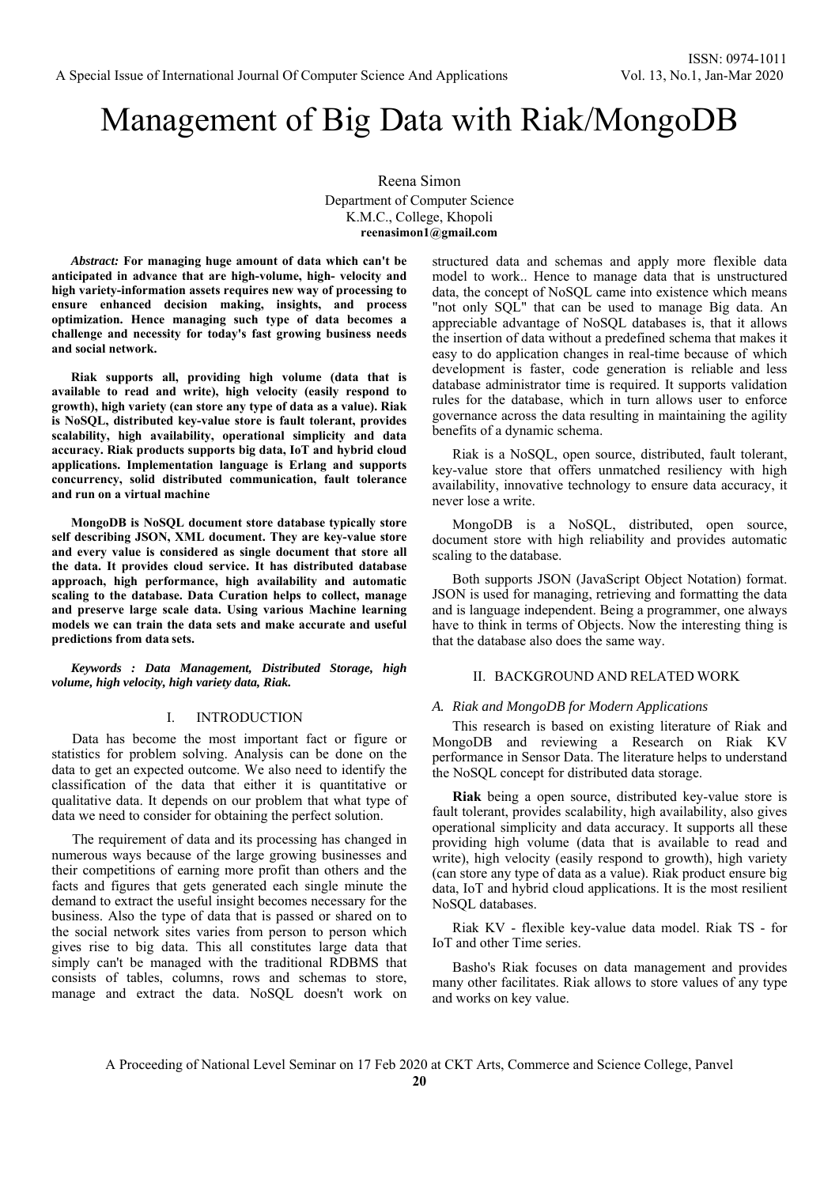# Management of Big Data with Riak/MongoDB

Reena Simon
Department of Computer Science
K.M.C., College, Khopoli
**reenasimon1@gmail.com**

***Abstract:*** **For managing huge amount of data which can't be anticipated in advance that are high-volume, high- velocity and high variety-information assets requires new way of processing to ensure enhanced decision making, insights, and process optimization. Hence managing such type of data becomes a challenge and necessity for today's fast growing business needs and social network.**

**Riak supports all, providing high volume (data that is available to read and write), high velocity (easily respond to growth), high variety (can store any type of data as a value). Riak is NoSQL, distributed key-value store is fault tolerant, provides scalability, high availability, operational simplicity and data accuracy. Riak products supports big data, IoT and hybrid cloud applications. Implementation language is Erlang and supports concurrency, solid distributed communication, fault tolerance and run on a virtual machine**

**MongoDB is NoSQL document store database typically store self describing JSON, XML document. They are key-value store and every value is considered as single document that store all the data. It provides cloud service. It has distributed database approach, high performance, high availability and automatic scaling to the database. Data Curation helps to collect, manage and preserve large scale data. Using various Machine learning models we can train the data sets and make accurate and useful predictions from data sets.**

***Keywords : Data Management, Distributed Storage, high volume, high velocity, high variety data, Riak.***

## I. INTRODUCTION

Data has become the most important fact or figure or statistics for problem solving. Analysis can be done on the data to get an expected outcome. We also need to identify the classification of the data that either it is quantitative or qualitative data. It depends on our problem that what type of data we need to consider for obtaining the perfect solution.

The requirement of data and its processing has changed in numerous ways because of the large growing businesses and their competitions of earning more profit than others and the facts and figures that gets generated each single minute the demand to extract the useful insight becomes necessary for the business. Also the type of data that is passed or shared on to the social network sites varies from person to person which gives rise to big data. This all constitutes large data that simply can't be managed with the traditional RDBMS that consists of tables, columns, rows and schemas to store, manage and extract the data. NoSQL doesn't work on structured data and schemas and apply more flexible data model to work.. Hence to manage data that is unstructured data, the concept of NoSQL came into existence which means "not only SQL" that can be used to manage Big data. An appreciable advantage of NoSQL databases is, that it allows the insertion of data without a predefined schema that makes it easy to do application changes in real-time because of which development is faster, code generation is reliable and less database administrator time is required. It supports validation rules for the database, which in turn allows user to enforce governance across the data resulting in maintaining the agility benefits of a dynamic schema.

Riak is a NoSQL, open source, distributed, fault tolerant, key-value store that offers unmatched resiliency with high availability, innovative technology to ensure data accuracy, it never lose a write.

MongoDB is a NoSQL, distributed, open source, document store with high reliability and provides automatic scaling to the database.

Both supports JSON (JavaScript Object Notation) format. JSON is used for managing, retrieving and formatting the data and is language independent. Being a programmer, one always have to think in terms of Objects. Now the interesting thing is that the database also does the same way.

## II. BACKGROUND AND RELATED WORK

### *A. Riak and MongoDB for Modern Applications*

This research is based on existing literature of Riak and MongoDB and reviewing a Research on Riak KV performance in Sensor Data. The literature helps to understand the NoSQL concept for distributed data storage.

**Riak** being a open source, distributed key-value store is fault tolerant, provides scalability, high availability, also gives operational simplicity and data accuracy. It supports all these providing high volume (data that is available to read and write), high velocity (easily respond to growth), high variety (can store any type of data as a value). Riak product ensure big data, IoT and hybrid cloud applications. It is the most resilient NoSQL databases.

Riak KV - flexible key-value data model. Riak TS - for IoT and other Time series.

Basho's Riak focuses on data management and provides many other facilitates. Riak allows to store values of any type and works on key value.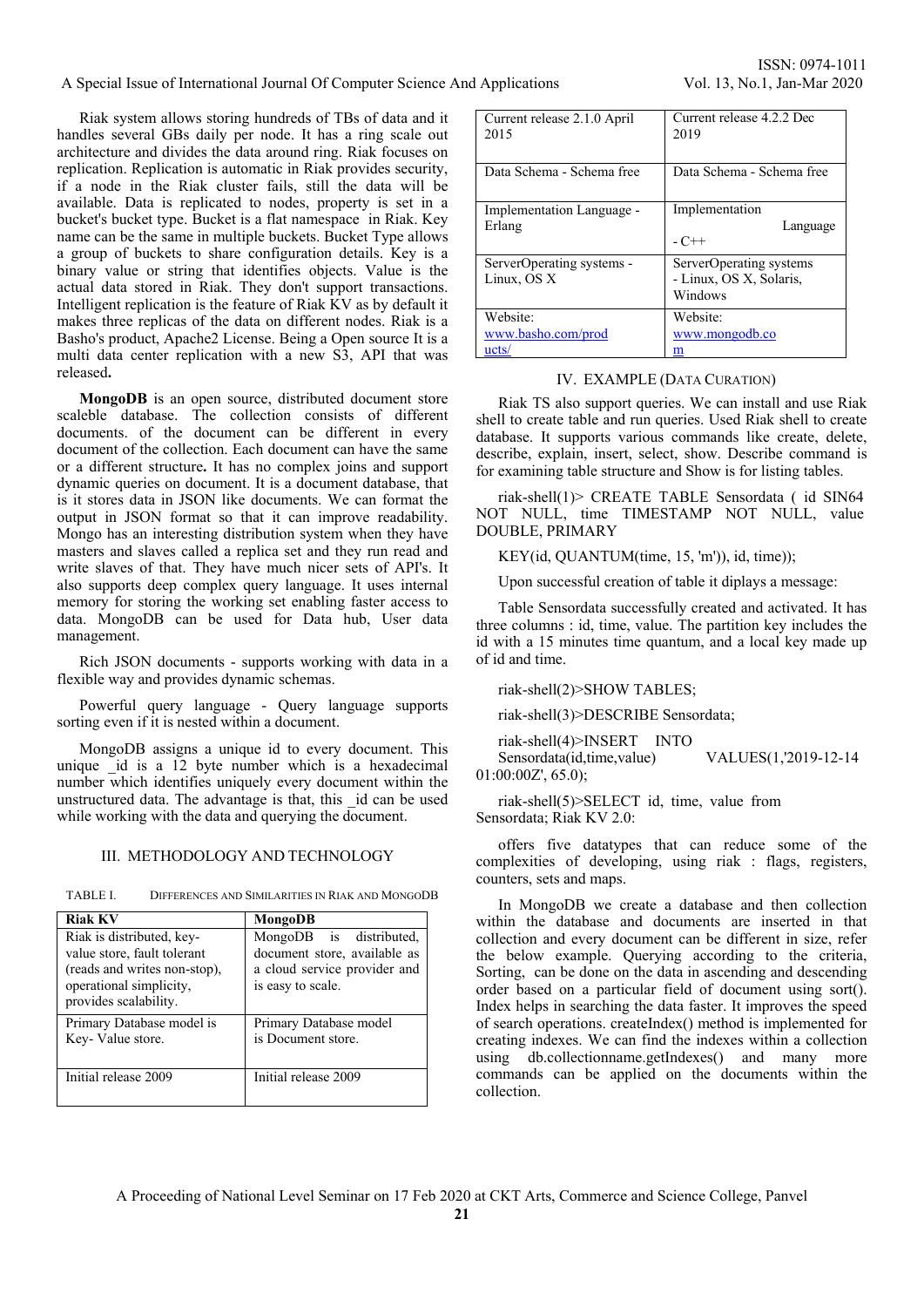Riak system allows storing hundreds of TBs of data and it handles several GBs daily per node. It has a ring scale out architecture and divides the data around ring. Riak focuses on replication. Replication is automatic in Riak provides security, if a node in the Riak cluster fails, still the data will be available. Data is replicated to nodes, property is set in a bucket's bucket type. Bucket is a flat namespace in Riak. Key name can be the same in multiple buckets. Bucket Type allows a group of buckets to share configuration details. Key is a binary value or string that identifies objects. Value is the actual data stored in Riak. They don't support transactions. Intelligent replication is the feature of Riak KV as by default it makes three replicas of the data on different nodes. Riak is a Basho's product, Apache2 License. Being a Open source It is a multi data center replication with a new S3, API that was released**.**

**MongoDB** is an open source, distributed document store scaleble database. The collection consists of different documents. of the document can be different in every document of the collection. Each document can have the same or a different structure**.** It has no complex joins and support dynamic queries on document. It is a document database, that is it stores data in JSON like documents. We can format the output in JSON format so that it can improve readability. Mongo has an interesting distribution system when they have masters and slaves called a replica set and they run read and write slaves of that. They have much nicer sets of API's. It also supports deep complex query language. It uses internal memory for storing the working set enabling faster access to data. MongoDB can be used for Data hub, User data management.

Rich JSON documents - supports working with data in a flexible way and provides dynamic schemas.

Powerful query language - Query language supports sorting even if it is nested within a document.

MongoDB assigns a unique id to every document. This unique _id is a 12 byte number which is a hexadecimal number which identifies uniquely every document within the unstructured data. The advantage is that, this _id can be used while working with the data and querying the document.

## III. Methodology and Technology

TABLE I. Differences and Similarities in Riak and MongoDB

| Riak KV | MongoDB |
|---|---|
| Riak is distributed, key-value store, fault tolerant (reads and writes non-stop), operational simplicity, provides scalability. | MongoDB is distributed, document store, available as a cloud service provider and is easy to scale. |
| Primary Database model is Key- Value store. | Primary Database model is Document store. |
| Initial release 2009 | Initial release 2009 |
| Current release 2.1.0 April 2015 | Current release 4.2.2 Dec 2019 |
| Data Schema - Schema free | Data Schema - Schema free |
| Implementation Language - Erlang | Implementation Language - C++ |
| ServerOperating systems - Linux, OS X | ServerOperating systems - Linux, OS X, Solaris, Windows |
| Website: www.basho.com/products/ | Website: www.mongodb.com |

## IV. Example (Data Curation)

Riak TS also support queries. We can install and use Riak shell to create table and run queries. Used Riak shell to create database. It supports various commands like create, delete, describe, explain, insert, select, show. Describe command is for examining table structure and Show is for listing tables.

riak-shell(1)> CREATE TABLE Sensordata ( id SIN64 NOT NULL, time TIMESTAMP NOT NULL, value DOUBLE, PRIMARY

KEY(id, QUANTUM(time, 15, 'm')), id, time));

Upon successful creation of table it diplays a message:

Table Sensordata successfully created and activated. It has three columns : id, time, value. The partition key includes the id with a 15 minutes time quantum, and a local key made up of id and time.

riak-shell(2)>SHOW TABLES;

riak-shell(3)>DESCRIBE Sensordata;

riak-shell(4)>INSERT INTO Sensordata(id,time,value) VALUES(1,'2019-12-14 01:00:00Z', 65.0);

riak-shell(5)>SELECT id, time, value from Sensordata; Riak KV 2.0:

offers five datatypes that can reduce some of the complexities of developing, using riak : flags, registers, counters, sets and maps.

In MongoDB we create a database and then collection within the database and documents are inserted in that collection and every document can be different in size, refer the below example. Querying according to the criteria, Sorting, can be done on the data in ascending and descending order based on a particular field of document using sort(). Index helps in searching the data faster. It improves the speed of search operations. createIndex() method is implemented for creating indexes. We can find the indexes within a collection using db.collectionname.getIndexes() and many more commands can be applied on the documents within the collection.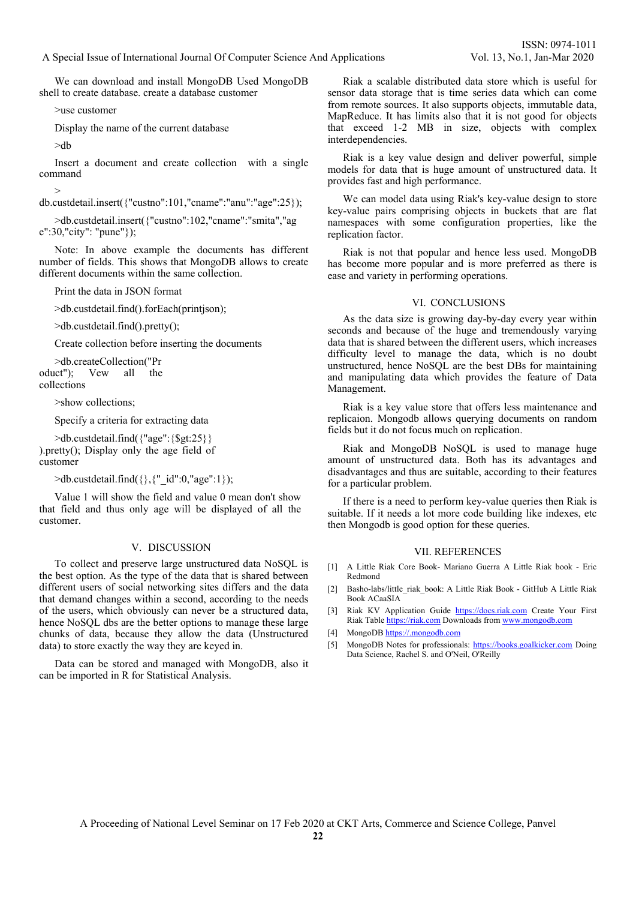We can download and install MongoDB Used MongoDB shell to create database. create a database customer

```
>use customer
```

Display the name of the current database

```
>db
```

Insert a document and create collection with a single command

```
>db.custdetail.insert({"custno":101,"cname":"anu":"age":25});
```

```
>db.custdetail.insert({"custno":102,"cname":"smita","age":30,"city": "pune"});
```

Note: In above example the documents has different number of fields. This shows that MongoDB allows to create different documents within the same collection.

Print the data in JSON format

```
>db.custdetail.find().forEach(printjson);
```

```
>db.custdetail.find().pretty();
```

Create collection before inserting the documents

```
>db.createCollection("Product");
```

Vew all the collections

```
>show collections;
```

Specify a criteria for extracting data

```
>db.custdetail.find({"age":{$gt:25}}).pretty();
```

Display only the age field of customer

```
>db.custdetail.find({},{"_id":0,"age":1});
```

Value 1 will show the field and value 0 mean don't show that field and thus only age will be displayed of all the customer.

## V. DISCUSSION

To collect and preserve large unstructured data NoSQL is the best option. As the type of the data that is shared between different users of social networking sites differs and the data that demand changes within a second, according to the needs of the users, which obviously can never be a structured data, hence NoSQL dbs are the better options to manage these large chunks of data, because they allow the data (Unstructured data) to store exactly the way they are keyed in.

Data can be stored and managed with MongoDB, also it can be imported in R for Statistical Analysis.

Riak a scalable distributed data store which is useful for sensor data storage that is time series data which can come from remote sources. It also supports objects, immutable data, MapReduce. It has limits also that it is not good for objects that exceed 1-2 MB in size, objects with complex interdependencies.

Riak is a key value design and deliver powerful, simple models for data that is huge amount of unstructured data. It provides fast and high performance.

We can model data using Riak's key-value design to store key-value pairs comprising objects in buckets that are flat namespaces with some configuration properties, like the replication factor.

Riak is not that popular and hence less used. MongoDB has become more popular and is more preferred as there is ease and variety in performing operations.

## VI. CONCLUSIONS

As the data size is growing day-by-day every year within seconds and because of the huge and tremendously varying data that is shared between the different users, which increases difficulty level to manage the data, which is no doubt unstructured, hence NoSQL are the best DBs for maintaining and manipulating data which provides the feature of Data Management.

Riak is a key value store that offers less maintenance and replicaion. Mongodb allows querying documents on random fields but it do not focus much on replication.

Riak and MongoDB NoSQL is used to manage huge amount of unstructured data. Both has its advantages and disadvantages and thus are suitable, according to their features for a particular problem.

If there is a need to perform key-value queries then Riak is suitable. If it needs a lot more code building like indexes, etc then Mongodb is good option for these queries.

## VII. REFERENCES

[1] A Little Riak Core Book- Mariano Guerra A Little Riak book - Eric Redmond

[2] Basho-labs/little_riak_book: A Little Riak Book - GitHub A Little Riak Book ACaaSIA

[3] Riak KV Application Guide https://docs.riak.com Create Your First Riak Table https://riak.com Downloads from www.mongodb.com

[4] MongoDB https://.mongodb.com

[5] MongoDB Notes for professionals: https://books.goalkicker.com Doing Data Science, Rachel S. and O'Neil, O'Reilly